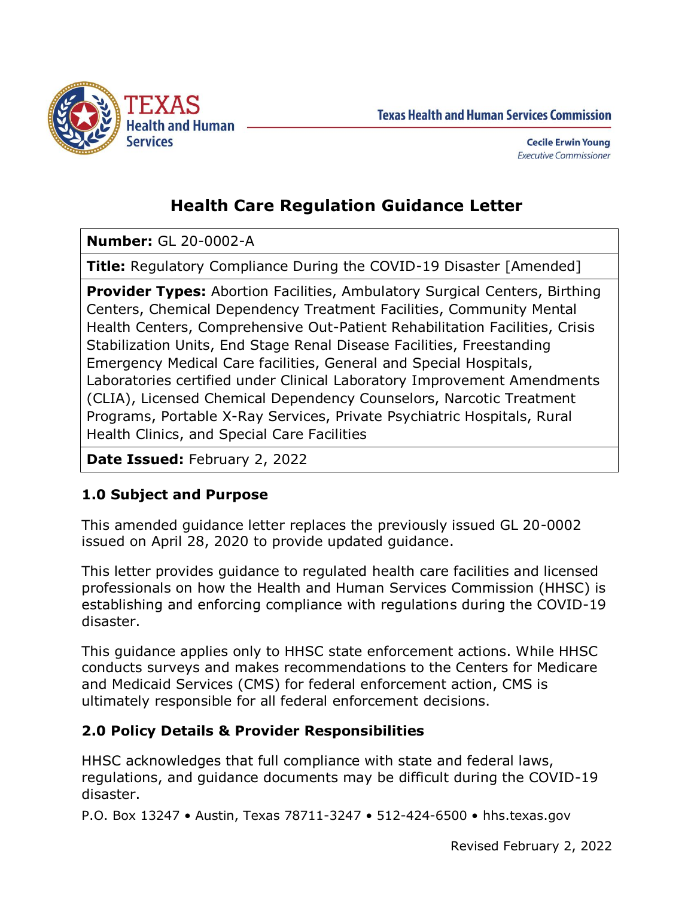Texas Health and Human Services Commission

**Cecile Erwin Young**
*Executive Commissioner*

# Health Care Regulation Guidance Letter

| |
|---|
| **Number:** GL 20-0002-A |
| **Title:** Regulatory Compliance During the COVID-19 Disaster [Amended] |
| **Provider Types:** Abortion Facilities, Ambulatory Surgical Centers, Birthing Centers, Chemical Dependency Treatment Facilities, Community Mental Health Centers, Comprehensive Out-Patient Rehabilitation Facilities, Crisis Stabilization Units, End Stage Renal Disease Facilities, Freestanding Emergency Medical Care facilities, General and Special Hospitals, Laboratories certified under Clinical Laboratory Improvement Amendments (CLIA), Licensed Chemical Dependency Counselors, Narcotic Treatment Programs, Portable X-Ray Services, Private Psychiatric Hospitals, Rural Health Clinics, and Special Care Facilities |
| **Date Issued:** February 2, 2022 |

## 1.0 Subject and Purpose

This amended guidance letter replaces the previously issued GL 20-0002 issued on April 28, 2020 to provide updated guidance.

This letter provides guidance to regulated health care facilities and licensed professionals on how the Health and Human Services Commission (HHSC) is establishing and enforcing compliance with regulations during the COVID-19 disaster.

This guidance applies only to HHSC state enforcement actions. While HHSC conducts surveys and makes recommendations to the Centers for Medicare and Medicaid Services (CMS) for federal enforcement action, CMS is ultimately responsible for all federal enforcement decisions.

## 2.0 Policy Details & Provider Responsibilities

HHSC acknowledges that full compliance with state and federal laws, regulations, and guidance documents may be difficult during the COVID-19 disaster.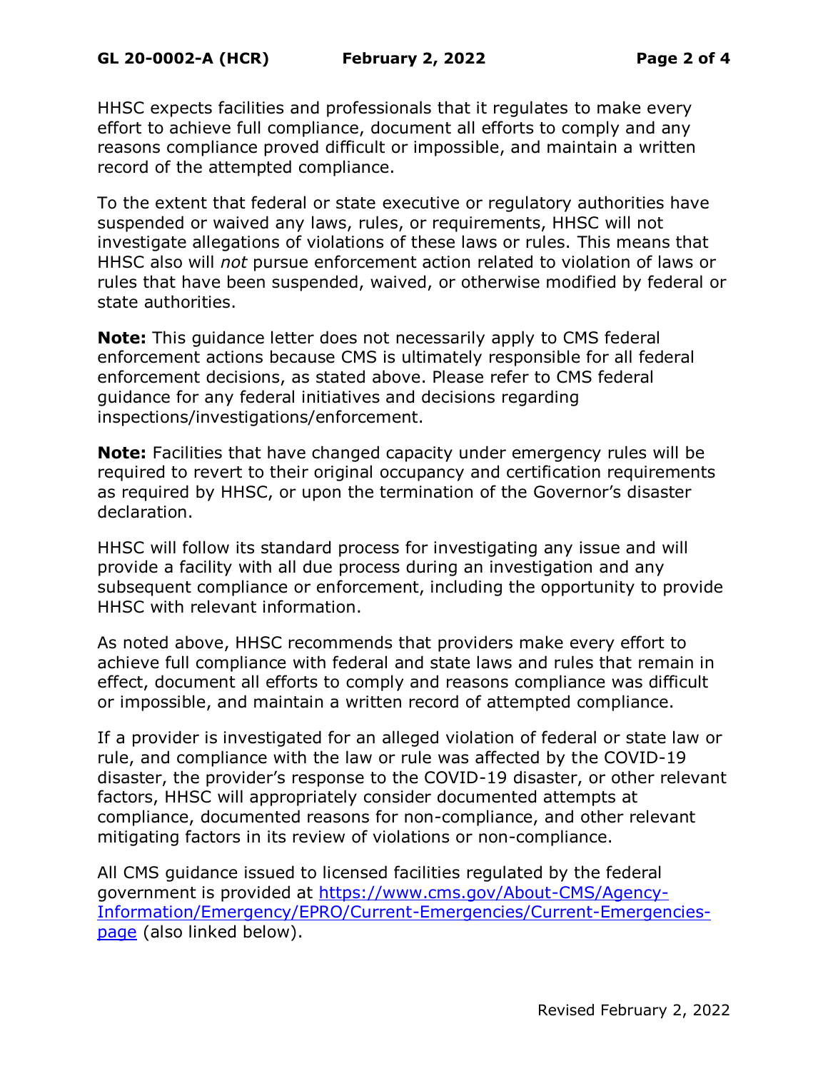HHSC expects facilities and professionals that it regulates to make every effort to achieve full compliance, document all efforts to comply and any reasons compliance proved difficult or impossible, and maintain a written record of the attempted compliance.

To the extent that federal or state executive or regulatory authorities have suspended or waived any laws, rules, or requirements, HHSC will not investigate allegations of violations of these laws or rules. This means that HHSC also will *not* pursue enforcement action related to violation of laws or rules that have been suspended, waived, or otherwise modified by federal or state authorities.

**Note:** This guidance letter does not necessarily apply to CMS federal enforcement actions because CMS is ultimately responsible for all federal enforcement decisions, as stated above. Please refer to CMS federal guidance for any federal initiatives and decisions regarding inspections/investigations/enforcement.

**Note:** Facilities that have changed capacity under emergency rules will be required to revert to their original occupancy and certification requirements as required by HHSC, or upon the termination of the Governor's disaster declaration.

HHSC will follow its standard process for investigating any issue and will provide a facility with all due process during an investigation and any subsequent compliance or enforcement, including the opportunity to provide HHSC with relevant information.

As noted above, HHSC recommends that providers make every effort to achieve full compliance with federal and state laws and rules that remain in effect, document all efforts to comply and reasons compliance was difficult or impossible, and maintain a written record of attempted compliance.

If a provider is investigated for an alleged violation of federal or state law or rule, and compliance with the law or rule was affected by the COVID-19 disaster, the provider's response to the COVID-19 disaster, or other relevant factors, HHSC will appropriately consider documented attempts at compliance, documented reasons for non-compliance, and other relevant mitigating factors in its review of violations or non-compliance.

All CMS guidance issued to licensed facilities regulated by the federal government is provided at [https://www.cms.gov/About-CMS/Agency-Information/Emergency/EPRO/Current-Emergencies/Current-Emergencies-page](https://www.cms.gov/About-CMS/Agency-Information/Emergency/EPRO/Current-Emergencies/Current-Emergencies-page) (also linked below).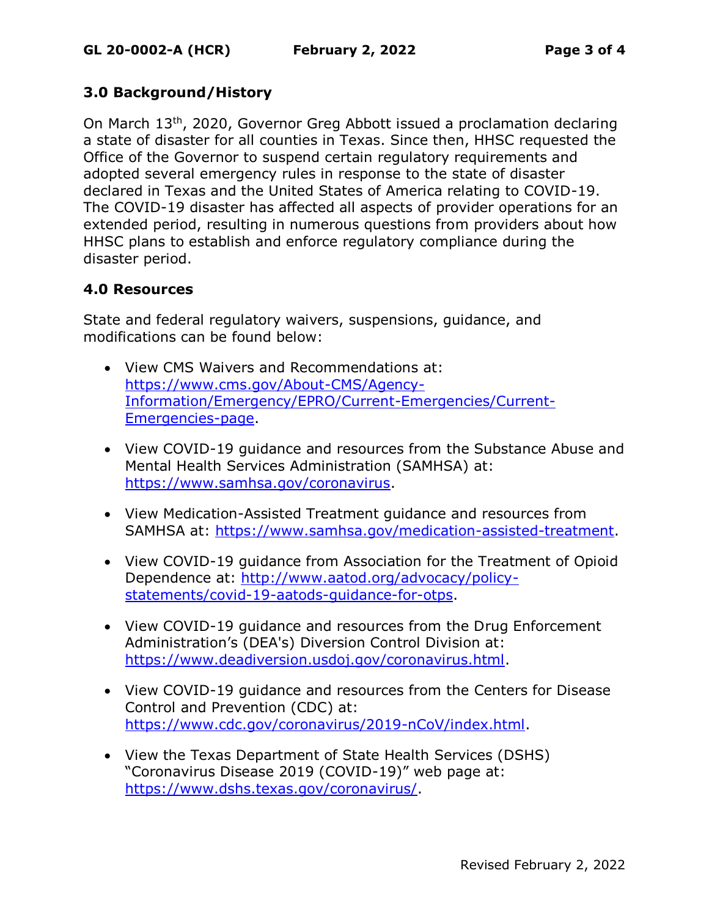## 3.0 Background/History

On March 13th, 2020, Governor Greg Abbott issued a proclamation declaring a state of disaster for all counties in Texas. Since then, HHSC requested the Office of the Governor to suspend certain regulatory requirements and adopted several emergency rules in response to the state of disaster declared in Texas and the United States of America relating to COVID-19. The COVID-19 disaster has affected all aspects of provider operations for an extended period, resulting in numerous questions from providers about how HHSC plans to establish and enforce regulatory compliance during the disaster period.

## 4.0 Resources

State and federal regulatory waivers, suspensions, guidance, and modifications can be found below:

- View CMS Waivers and Recommendations at: [https://www.cms.gov/About-CMS/Agency-Information/Emergency/EPRO/Current-Emergencies/Current-Emergencies-page](https://www.cms.gov/About-CMS/Agency-Information/Emergency/EPRO/Current-Emergencies/Current-Emergencies-page).

- View COVID-19 guidance and resources from the Substance Abuse and Mental Health Services Administration (SAMHSA) at: [https://www.samhsa.gov/coronavirus](https://www.samhsa.gov/coronavirus).

- View Medication-Assisted Treatment guidance and resources from SAMHSA at: [https://www.samhsa.gov/medication-assisted-treatment](https://www.samhsa.gov/medication-assisted-treatment).

- View COVID-19 guidance from Association for the Treatment of Opioid Dependence at: [http://www.aatod.org/advocacy/policy-statements/covid-19-aatods-guidance-for-otps](http://www.aatod.org/advocacy/policy-statements/covid-19-aatods-guidance-for-otps).

- View COVID-19 guidance and resources from the Drug Enforcement Administration's (DEA's) Diversion Control Division at: [https://www.deadiversion.usdoj.gov/coronavirus.html](https://www.deadiversion.usdoj.gov/coronavirus.html).

- View COVID-19 guidance and resources from the Centers for Disease Control and Prevention (CDC) at: [https://www.cdc.gov/coronavirus/2019-nCoV/index.html](https://www.cdc.gov/coronavirus/2019-nCoV/index.html).

- View the Texas Department of State Health Services (DSHS) "Coronavirus Disease 2019 (COVID-19)" web page at: [https://www.dshs.texas.gov/coronavirus/](https://www.dshs.texas.gov/coronavirus/).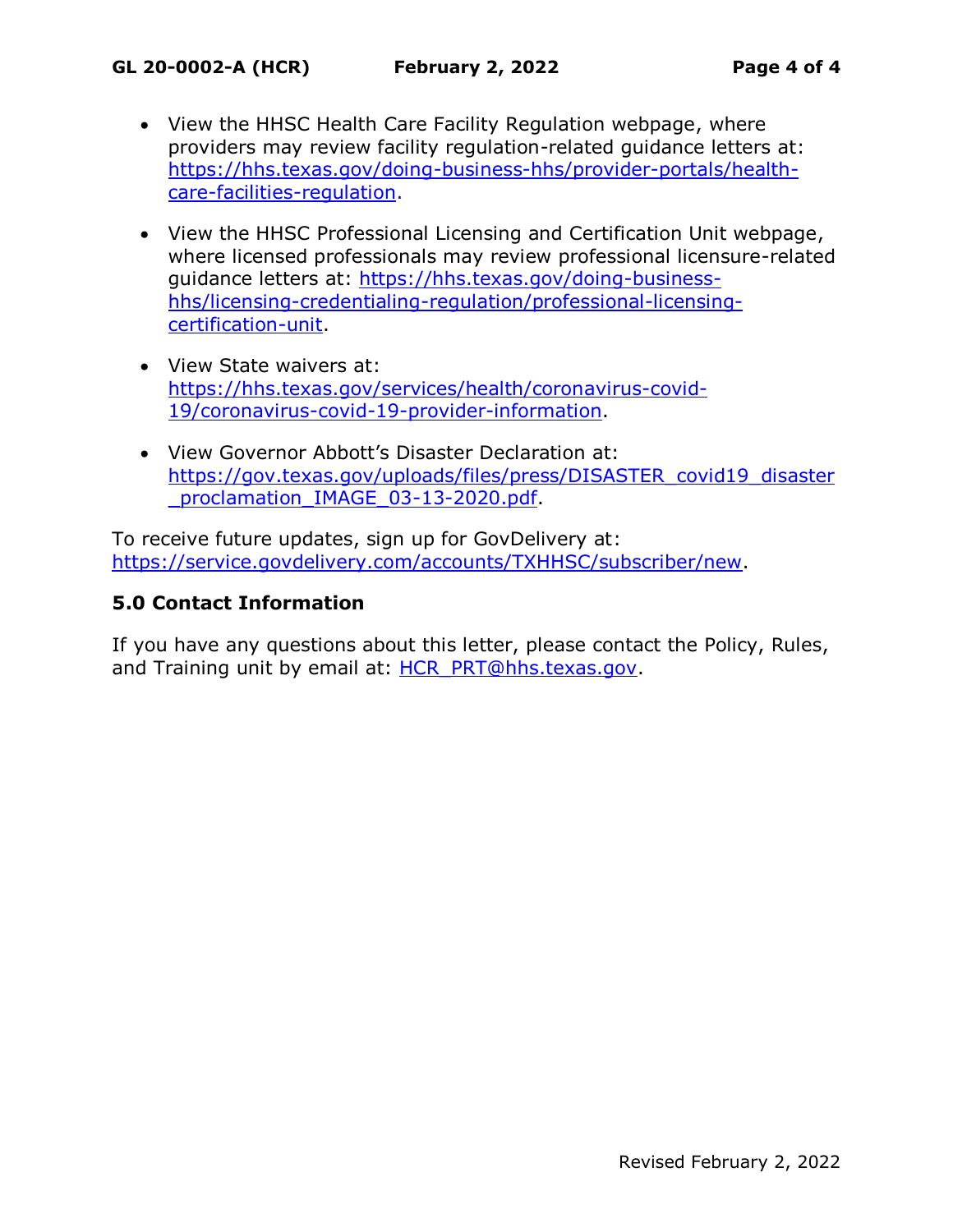- View the HHSC Health Care Facility Regulation webpage, where providers may review facility regulation-related guidance letters at: https://hhs.texas.gov/doing-business-hhs/provider-portals/health-care-facilities-regulation.

- View the HHSC Professional Licensing and Certification Unit webpage, where licensed professionals may review professional licensure-related guidance letters at: https://hhs.texas.gov/doing-business-hhs/licensing-credentialing-regulation/professional-licensing-certification-unit.

- View State waivers at: https://hhs.texas.gov/services/health/coronavirus-covid-19/coronavirus-covid-19-provider-information.

- View Governor Abbott's Disaster Declaration at: https://gov.texas.gov/uploads/files/press/DISASTER_covid19_disaster_proclamation_IMAGE_03-13-2020.pdf.

To receive future updates, sign up for GovDelivery at: https://service.govdelivery.com/accounts/TXHHSC/subscriber/new.

## 5.0 Contact Information

If you have any questions about this letter, please contact the Policy, Rules, and Training unit by email at: HCR_PRT@hhs.texas.gov.

Revised February 2, 2022